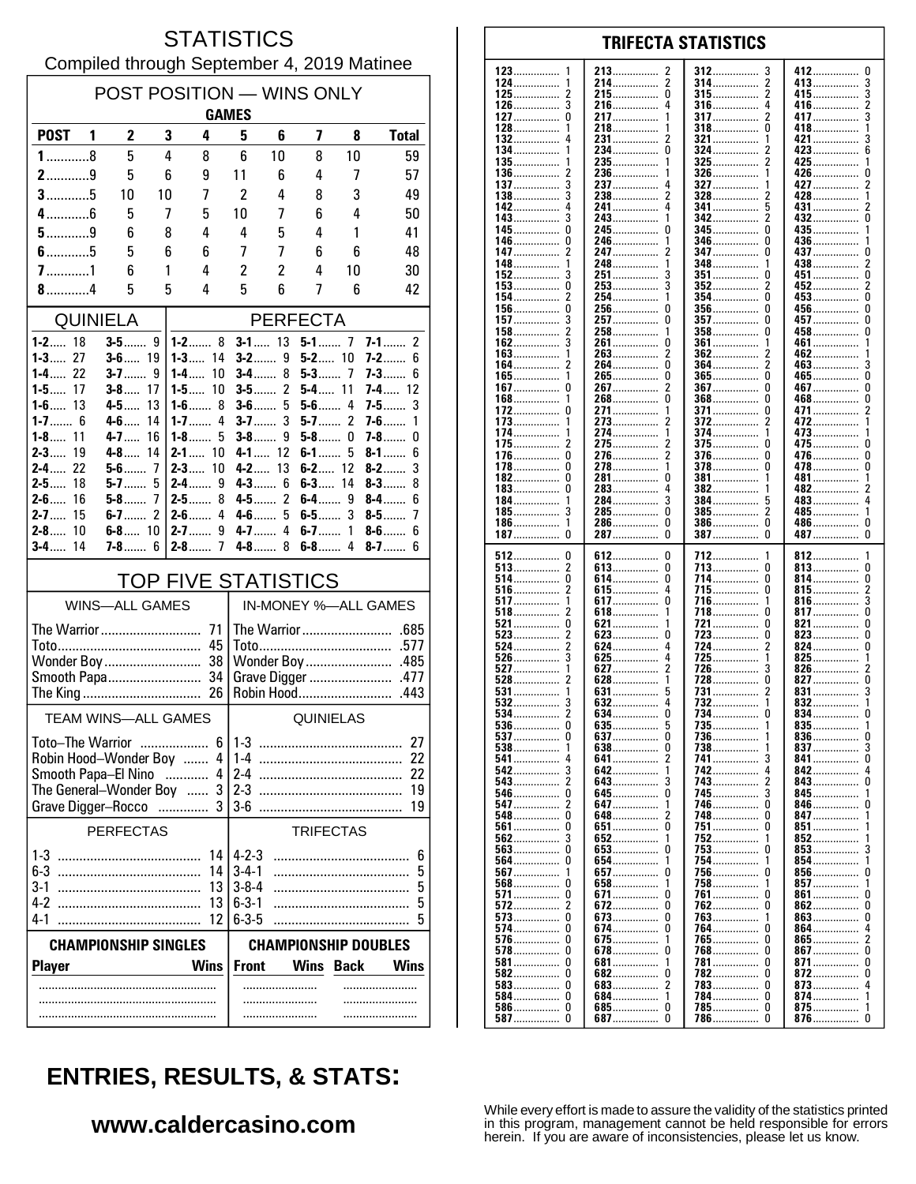# STATISTICS

Compiled through September 4, 2019 Matinee

## POST POSITION — WINS ONLY

| POST | GAMES 1 | 2 | 3 | 4 | 5 | 6 | 7 | 8 | Total |
|---|---|---|---|---|---|---|---|---|---|
| 1 | 8 | 5 | 4 | 8 | 6 | 10 | 8 | 10 | 59 |
| 2 | 9 | 5 | 6 | 9 | 11 | 6 | 4 | 7 | 57 |
| 3 | 5 | 10 | 10 | 7 | 2 | 4 | 8 | 3 | 49 |
| 4 | 6 | 5 | 7 | 5 | 10 | 7 | 6 | 4 | 50 |
| 5 | 9 | 6 | 8 | 4 | 4 | 5 | 4 | 1 | 41 |
| 6 | 5 | 5 | 6 | 6 | 7 | 7 | 6 | 6 | 48 |
| 7 | 1 | 6 | 1 | 4 | 2 | 2 | 4 | 10 | 30 |
| 8 | 4 | 5 | 5 | 4 | 5 | 6 | 7 | 6 | 42 |

## QUINIELA

| | | | |
|---|---|---|---|
| 1-2 | 18 | 3-5 | 9 |
| 1-3 | 27 | 3-6 | 19 |
| 1-4 | 22 | 3-7 | 9 |
| 1-5 | 17 | 3-8 | 17 |
| 1-6 | 13 | 4-5 | 13 |
| 1-7 | 6 | 4-6 | 14 |
| 1-8 | 11 | 4-7 | 16 |
| 2-3 | 19 | 4-8 | 14 |
| 2-4 | 22 | 5-6 | 7 |
| 2-5 | 18 | 5-7 | 5 |
| 2-6 | 16 | 5-8 | 7 |
| 2-7 | 15 | 6-7 | 2 |
| 2-8 | 10 | 6-8 | 10 |
| 3-4 | 14 | 7-8 | 6 |

## PERFECTA

| | | | | | | | |
|---|---|---|---|---|---|---|---|
| 1-2 | 8 | 3-1 | 13 | 5-1 | 7 | 7-1 | 2 |
| 1-3 | 14 | 3-2 | 9 | 5-2 | 10 | 7-2 | 6 |
| 1-4 | 10 | 3-4 | 8 | 5-3 | 7 | 7-3 | 6 |
| 1-5 | 10 | 3-5 | 2 | 5-4 | 11 | 7-4 | 12 |
| 1-6 | 8 | 3-6 | 5 | 5-6 | 4 | 7-5 | 3 |
| 1-7 | 4 | 3-7 | 3 | 5-7 | 2 | 7-6 | 1 |
| 1-8 | 5 | 3-8 | 9 | 5-8 | 0 | 7-8 | 0 |
| 2-1 | 10 | 4-1 | 12 | 6-1 | 5 | 8-1 | 6 |
| 2-3 | 10 | 4-2 | 13 | 6-2 | 12 | 8-2 | 3 |
| 2-4 | 9 | 4-3 | 6 | 6-3 | 14 | 8-3 | 8 |
| 2-5 | 8 | 4-5 | 2 | 6-4 | 9 | 8-4 | 6 |
| 2-6 | 4 | 4-6 | 5 | 6-5 | 3 | 8-5 | 7 |
| 2-7 | 9 | 4-7 | 4 | 6-7 | 1 | 8-6 | 6 |
| 2-8 | 7 | 4-8 | 8 | 6-8 | 4 | 8-7 | 6 |

## TOP FIVE STATISTICS

| WINS—ALL GAMES | | IN-MONEY %—ALL GAMES | |
|---|---|---|---|
| The Warrior | 71 | The Warrior | .685 |
| Toto | 45 | Toto | .577 |
| Wonder Boy | 38 | Wonder Boy | .485 |
| Smooth Papa | 34 | Grave Digger | .477 |
| The King | 26 | Robin Hood | .443 |

| TEAM WINS—ALL GAMES | | QUINIELAS | |
|---|---|---|---|
| Toto–The Warrior | 6 | 1-3 | 27 |
| Robin Hood–Wonder Boy | 4 | 1-4 | 22 |
| Smooth Papa–El Nino | 4 | 2-4 | 22 |
| The General–Wonder Boy | 3 | 2-3 | 19 |
| Grave Digger–Rocco | 3 | 3-6 | 19 |

| PERFECTAS | | TRIFECTAS | |
|---|---|---|---|
| 1-3 | 14 | 4-2-3 | 6 |
| 6-3 | 14 | 3-4-1 | 5 |
| 3-1 | 13 | 3-8-4 | 5 |
| 4-2 | 13 | 6-3-1 | 5 |
| 4-1 | 12 | 6-3-5 | 5 |

| CHAMPIONSHIP SINGLES | | CHAMPIONSHIP DOUBLES | | | |
|---|---|---|---|---|---|
| Player | Wins | Front | Wins | Back | Wins |
| | | | | | |
| | | | | | |
| | | | | | |

## TRIFECTA STATISTICS

| | | | | | | | |
|---|---|---|---|---|---|---|---|
| 123 | 1 | 213 | 2 | 312 | 3 | 412 | 0 |
| 124 | 1 | 214 | 2 | 314 | 2 | 413 | 3 |
| 125 | 2 | 215 | 0 | 315 | 2 | 415 | 3 |
| 126 | 3 | 216 | 4 | 316 | 4 | 416 | 2 |
| 127 | 0 | 217 | 1 | 317 | 2 | 417 | 3 |
| 128 | 1 | 218 | 1 | 318 | 0 | 418 | 1 |
| 132 | 4 | 231 | 2 | 321 | 1 | 421 | 3 |
| 134 | 1 | 234 | 0 | 324 | 2 | 423 | 6 |
| 135 | 1 | 235 | 1 | 325 | 2 | 425 | 1 |
| 136 | 2 | 236 | 1 | 326 | 1 | 426 | 0 |
| 137 | 3 | 237 | 4 | 327 | 1 | 427 | 2 |
| 138 | 3 | 238 | 2 | 328 | 2 | 428 | 1 |
| 142 | 4 | 241 | 4 | 341 | 5 | 431 | 2 |
| 143 | 3 | 243 | 1 | 342 | 2 | 432 | 0 |
| 145 | 0 | 245 | 0 | 345 | 0 | 435 | 1 |
| 146 | 0 | 246 | 1 | 346 | 0 | 436 | 1 |
| 147 | 2 | 247 | 2 | 347 | 0 | 437 | 0 |
| 148 | 1 | 248 | 1 | 348 | 1 | 438 | 2 |
| 152 | 3 | 251 | 3 | 351 | 0 | 451 | 0 |
| 153 | 0 | 253 | 3 | 352 | 2 | 452 | 2 |
| 154 | 2 | 254 | 1 | 354 | 0 | 453 | 0 |
| 156 | 0 | 256 | 0 | 356 | 0 | 456 | 0 |
| 157 | 3 | 257 | 0 | 357 | 0 | 457 | 0 |
| 158 | 2 | 258 | 1 | 358 | 0 | 458 | 0 |
| 162 | 3 | 261 | 0 | 361 | 1 | 461 | 1 |
| 163 | 1 | 263 | 2 | 362 | 2 | 462 | 1 |
| 164 | 2 | 264 | 0 | 364 | 2 | 463 | 3 |
| 165 | 1 | 265 | 0 | 365 | 0 | 465 | 0 |
| 167 | 0 | 267 | 2 | 367 | 0 | 467 | 0 |
| 168 | 1 | 268 | 0 | 368 | 0 | 468 | 0 |
| 172 | 0 | 271 | 1 | 371 | 0 | 471 | 2 |
| 173 | 1 | 273 | 2 | 372 | 2 | 472 | 1 |
| 174 | 1 | 274 | 1 | 374 | 1 | 473 | 1 |
| 175 | 2 | 275 | 2 | 375 | 0 | 475 | 0 |
| 176 | 0 | 276 | 2 | 376 | 0 | 476 | 0 |
| 178 | 0 | 278 | 1 | 378 | 0 | 478 | 0 |
| 182 | 0 | 281 | 0 | 381 | 1 | 481 | 1 |
| 183 | 0 | 283 | 4 | 382 | 1 | 482 | 2 |
| 184 | 1 | 284 | 3 | 384 | 5 | 483 | 4 |
| 185 | 3 | 285 | 0 | 385 | 2 | 485 | 1 |
| 186 | 1 | 286 | 0 | 386 | 0 | 486 | 0 |
| 187 | 0 | 287 | 0 | 387 | 0 | 487 | 0 |
| 512 | 0 | 612 | 0 | 712 | 1 | 812 | 1 |
| 513 | 2 | 613 | 0 | 713 | 0 | 813 | 0 |
| 514 | 0 | 614 | 0 | 714 | 0 | 814 | 0 |
| 516 | 2 | 615 | 4 | 715 | 0 | 815 | 2 |
| 517 | 1 | 617 | 0 | 716 | 1 | 816 | 3 |
| 518 | 2 | 618 | 1 | 718 | 0 | 817 | 0 |
| 521 | 0 | 621 | 1 | 721 | 0 | 821 | 0 |
| 523 | 2 | 623 | 0 | 723 | 0 | 823 | 0 |
| 524 | 2 | 624 | 4 | 724 | 2 | 824 | 0 |
| 526 | 3 | 625 | 4 | 725 | 1 | 825 | 1 |
| 527 | 1 | 627 | 2 | 726 | 3 | 826 | 2 |
| 528 | 2 | 628 | 1 | 728 | 0 | 827 | 0 |
| 531 | 1 | 631 | 5 | 731 | 2 | 831 | 3 |
| 532 | 3 | 632 | 4 | 732 | 1 | 832 | 1 |
| 534 | 2 | 634 | 0 | 734 | 0 | 834 | 0 |
| 536 | 0 | 635 | 5 | 735 | 1 | 835 | 1 |
| 537 | 0 | 637 | 0 | 736 | 1 | 836 | 0 |
| 538 | 1 | 638 | 0 | 738 | 1 | 837 | 3 |
| 541 | 4 | 641 | 2 | 741 | 3 | 841 | 0 |
| 542 | 3 | 642 | 1 | 742 | 4 | 842 | 4 |
| 543 | 2 | 643 | 3 | 743 | 2 | 843 | 0 |
| 546 | 0 | 645 | 0 | 745 | 3 | 845 | 1 |
| 547 | 2 | 647 | 1 | 746 | 0 | 846 | 0 |
| 548 | 0 | 648 | 2 | 748 | 0 | 847 | 1 |
| 561 | 0 | 651 | 0 | 751 | 0 | 851 | 1 |
| 562 | 3 | 652 | 1 | 752 | 1 | 852 | 1 |
| 563 | 0 | 653 | 0 | 753 | 0 | 853 | 3 |
| 564 | 0 | 654 | 1 | 754 | 1 | 854 | 1 |
| 567 | 1 | 657 | 0 | 756 | 0 | 856 | 0 |
| 568 | 0 | 658 | 1 | 758 | 1 | 857 | 1 |
| 571 | 0 | 671 | 0 | 761 | 0 | 861 | 0 |
| 572 | 2 | 672 | 0 | 762 | 0 | 862 | 0 |
| 573 | 0 | 673 | 0 | 763 | 1 | 863 | 0 |
| 574 | 0 | 674 | 0 | 764 | 0 | 864 | 4 |
| 576 | 0 | 675 | 1 | 765 | 0 | 865 | 2 |
| 578 | 0 | 678 | 0 | 768 | 0 | 867 | 0 |
| 581 | 0 | 681 | 1 | 781 | 0 | 871 | 0 |
| 582 | 0 | 682 | 0 | 782 | 0 | 872 | 0 |
| 583 | 0 | 683 | 2 | 783 | 0 | 873 | 4 |
| 584 | 0 | 684 | 1 | 784 | 0 | 874 | 1 |
| 586 | 0 | 685 | 0 | 785 | 0 | 875 | 1 |
| 587 | 0 | 687 | 0 | 786 | 0 | 876 | 0 |

## ENTRIES, RESULTS, & STATS:

**www.caldercasino.com**

While every effort is made to assure the validity of the statistics printed in this program, management cannot be held responsible for errors herein. If you are aware of inconsistencies, please let us know.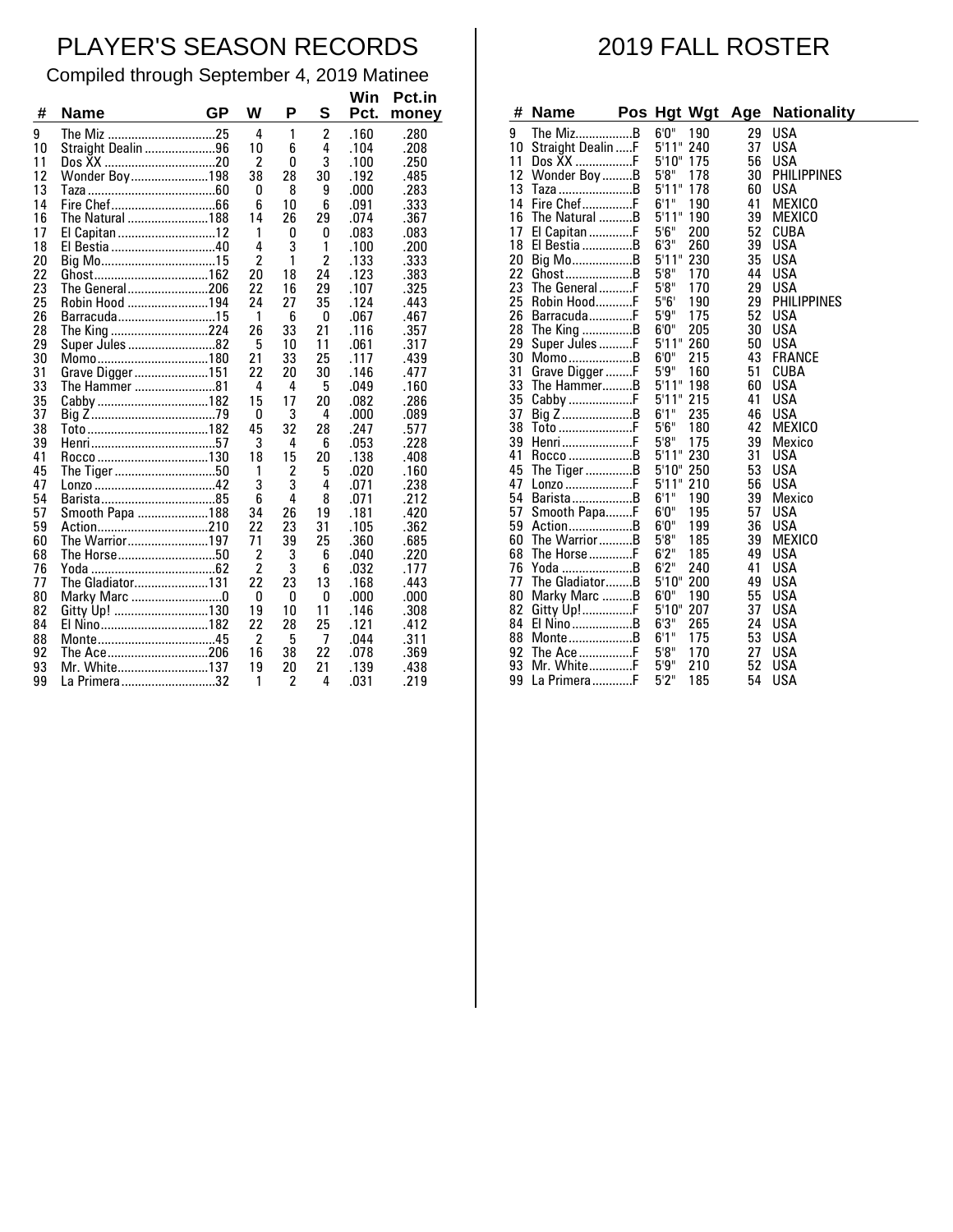# PLAYER'S SEASON RECORDS

Compiled through September 4, 2019 Matinee

| # | Name | GP | W | P | S | Win Pct. | Pct.in money |
|---|---|---|---|---|---|---|---|
| 9 | The Miz | 25 | 4 | 1 | 2 | .160 | .280 |
| 10 | Straight Dealin | 96 | 10 | 6 | 4 | .104 | .208 |
| 11 | Dos XX | 20 | 2 | 0 | 3 | .100 | .250 |
| 12 | Wonder Boy | 198 | 38 | 28 | 30 | .192 | .485 |
| 13 | Taza | 60 | 0 | 8 | 9 | .000 | .283 |
| 14 | Fire Chef | 66 | 6 | 10 | 6 | .091 | .333 |
| 16 | The Natural | 188 | 14 | 26 | 29 | .074 | .367 |
| 17 | El Capitan | 12 | 1 | 0 | 0 | .083 | .083 |
| 18 | El Bestia | 40 | 4 | 3 | 1 | .100 | .200 |
| 20 | Big Mo | 15 | 2 | 1 | 2 | .133 | .333 |
| 22 | Ghost | 162 | 20 | 18 | 24 | .123 | .383 |
| 23 | The General | 206 | 22 | 16 | 29 | .107 | .325 |
| 25 | Robin Hood | 194 | 24 | 27 | 35 | .124 | .443 |
| 26 | Barracuda | 15 | 1 | 6 | 0 | .067 | .467 |
| 28 | The King | 224 | 26 | 33 | 21 | .116 | .357 |
| 29 | Super Jules | 82 | 5 | 10 | 11 | .061 | .317 |
| 30 | Momo | 180 | 21 | 33 | 25 | .117 | .439 |
| 31 | Grave Digger | 151 | 22 | 20 | 30 | .146 | .477 |
| 33 | The Hammer | 81 | 4 | 4 | 5 | .049 | .160 |
| 35 | Cabby | 182 | 15 | 17 | 20 | .082 | .286 |
| 37 | Big Z | 79 | 0 | 3 | 4 | .000 | .089 |
| 38 | Toto | 182 | 45 | 32 | 28 | .247 | .577 |
| 39 | Henri | 57 | 3 | 4 | 6 | .053 | .228 |
| 41 | Rocco | 130 | 18 | 15 | 20 | .138 | .408 |
| 45 | The Tiger | 50 | 1 | 2 | 5 | .020 | .160 |
| 47 | Lonzo | 42 | 3 | 3 | 4 | .071 | .238 |
| 54 | Barista | 85 | 6 | 4 | 8 | .071 | .212 |
| 57 | Smooth Papa | 188 | 34 | 26 | 19 | .181 | .420 |
| 59 | Action | 210 | 22 | 23 | 31 | .105 | .362 |
| 60 | The Warrior | 197 | 71 | 39 | 25 | .360 | .685 |
| 68 | The Horse | 50 | 2 | 3 | 6 | .040 | .220 |
| 76 | Yoda | 62 | 2 | 3 | 6 | .032 | .177 |
| 77 | The Gladiator | 131 | 22 | 23 | 13 | .168 | .443 |
| 80 | Marky Marc | 0 | 0 | 0 | 0 | .000 | .000 |
| 82 | Gitty Up! | 130 | 19 | 10 | 11 | .146 | .308 |
| 84 | El Nino | 182 | 22 | 28 | 25 | .121 | .412 |
| 88 | Monte | 45 | 2 | 5 | 7 | .044 | .311 |
| 92 | The Ace | 206 | 16 | 38 | 22 | .078 | .369 |
| 93 | Mr. White | 137 | 19 | 20 | 21 | .139 | .438 |
| 99 | La Primera | 32 | 1 | 2 | 4 | .031 | .219 |

# 2019 FALL ROSTER

| # | Name | Pos | Hgt | Wgt | Age | Nationality |
|---|---|---|---|---|---|---|
| 9 | The Miz | B | 6'0" | 190 | 29 | USA |
| 10 | Straight Dealin | F | 5'11" | 240 | 37 | USA |
| 11 | Dos XX | F | 5'10" | 175 | 56 | USA |
| 12 | Wonder Boy | B | 5'8" | 178 | 30 | PHILIPPINES |
| 13 | Taza | B | 5'11" | 178 | 60 | USA |
| 14 | Fire Chef | F | 6'1" | 190 | 41 | MEXICO |
| 16 | The Natural | B | 5'11" | 190 | 39 | MEXICO |
| 17 | El Capitan | F | 5'6" | 200 | 52 | CUBA |
| 18 | El Bestia | B | 6'3" | 260 | 39 | USA |
| 20 | Big Mo | B | 5'11" | 230 | 35 | USA |
| 22 | Ghost | B | 5'8" | 170 | 44 | USA |
| 23 | The General | F | 5'8" | 170 | 29 | USA |
| 25 | Robin Hood | F | 5"6' | 190 | 29 | PHILIPPINES |
| 26 | Barracuda | F | 5'9" | 175 | 52 | USA |
| 28 | The King | B | 6'0" | 205 | 30 | USA |
| 29 | Super Jules | F | 5'11" | 260 | 50 | USA |
| 30 | Momo | B | 6'0" | 215 | 43 | FRANCE |
| 31 | Grave Digger | F | 5'9" | 160 | 51 | CUBA |
| 33 | The Hammer | B | 5'11" | 198 | 60 | USA |
| 35 | Cabby | F | 5'11" | 215 | 41 | USA |
| 37 | Big Z | B | 6'1" | 235 | 46 | USA |
| 38 | Toto | F | 5'6" | 180 | 42 | MEXICO |
| 39 | Henri | F | 5'8" | 175 | 39 | Mexico |
| 41 | Rocco | B | 5'11" | 230 | 31 | USA |
| 45 | The Tiger | B | 5'10" | 250 | 53 | USA |
| 47 | Lonzo | F | 5'11" | 210 | 56 | USA |
| 54 | Barista | B | 6'1" | 190 | 39 | Mexico |
| 57 | Smooth Papa | F | 6'0" | 195 | 57 | USA |
| 59 | Action | B | 6'0" | 199 | 36 | USA |
| 60 | The Warrior | B | 5'8" | 185 | 39 | MEXICO |
| 68 | The Horse | F | 6'2" | 185 | 49 | USA |
| 76 | Yoda | B | 6'2" | 240 | 41 | USA |
| 77 | The Gladiator | B | 5'10" | 200 | 49 | USA |
| 80 | Marky Marc | B | 6'0" | 190 | 55 | USA |
| 82 | Gitty Up! | F | 5'10" | 207 | 37 | USA |
| 84 | El Nino | B | 6'3" | 265 | 24 | USA |
| 88 | Monte | B | 6'1" | 175 | 53 | USA |
| 92 | The Ace | F | 5'8" | 170 | 27 | USA |
| 93 | Mr. White | F | 5'9" | 210 | 52 | USA |
| 99 | La Primera | F | 5'2" | 185 | 54 | USA |